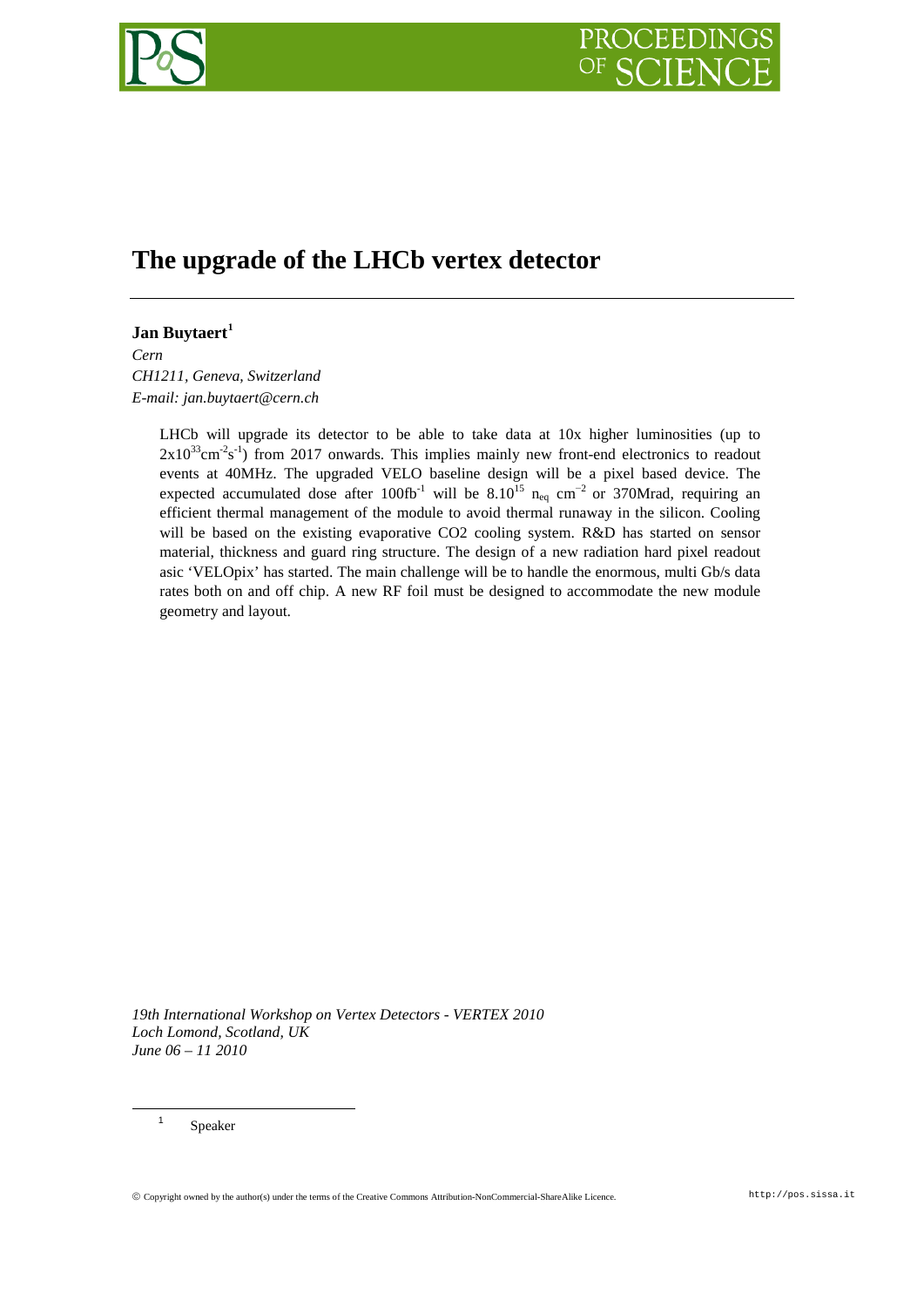# The upgrade of the LHCb vertex detector

**Jan Buytaert**[1]

*Cern*
*CH1211, Geneva, Switzerland*
*E-mail: jan.buytaert@cern.ch*

LHCb will upgrade its detector to be able to take data at 10x higher luminosities (up to $2x10^{33}cm^{-2}s^{-1}$) from 2017 onwards. This implies mainly new front-end electronics to readout events at 40MHz. The upgraded VELO baseline design will be a pixel based device. The expected accumulated dose after $100fb^{-1}$ will be $8.10^{15}$ $n_{eq}$ $cm^{-2}$ or 370Mrad, requiring an efficient thermal management of the module to avoid thermal runaway in the silicon. Cooling will be based on the existing evaporative $CO_2$ cooling system. R&D has started on sensor material, thickness and guard ring structure. The design of a new radiation hard pixel readout asic 'VELOpix' has started. The main challenge will be to handle the enormous, multi Gb/s data rates both on and off chip. A new RF foil must be designed to accommodate the new module geometry and layout.

*19th International Workshop on Vertex Detectors - VERTEX 2010*
*Loch Lomond, Scotland, UK*
*June 06 – 11 2010*

[1] Speaker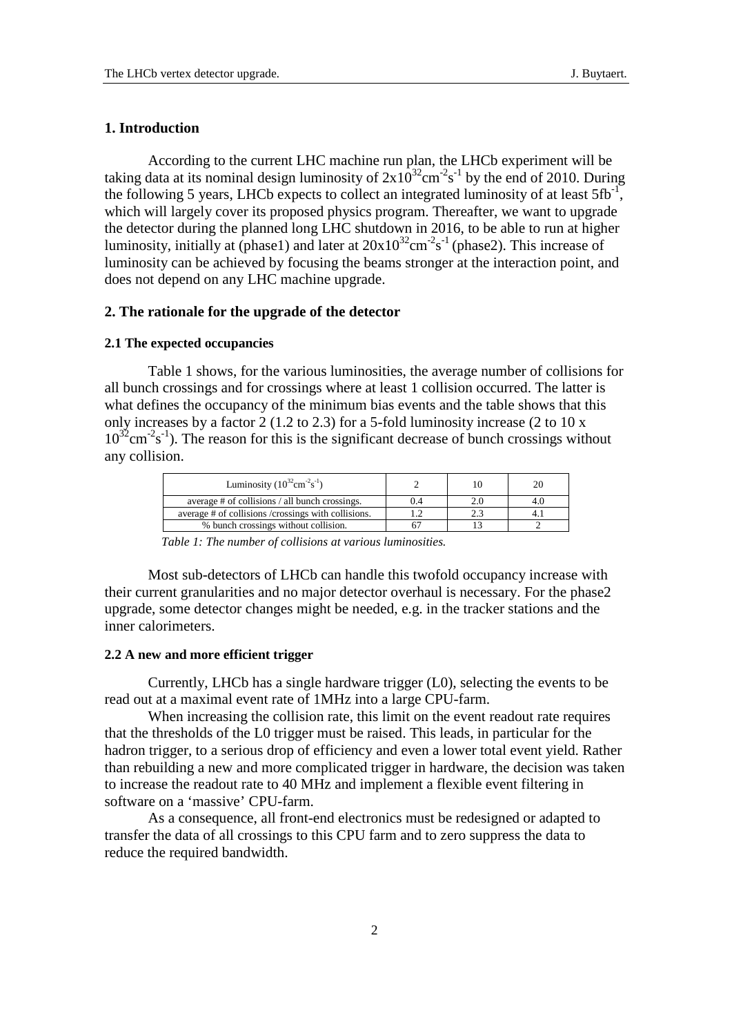## 1. Introduction

According to the current LHC machine run plan, the LHCb experiment will be taking data at its nominal design luminosity of $2x10^{32}cm^{-2}s^{-1}$ by the end of 2010. During the following 5 years, LHCb expects to collect an integrated luminosity of at least $5fb^{-1}$, which will largely cover its proposed physics program. Thereafter, we want to upgrade the detector during the planned long LHC shutdown in 2016, to be able to run at higher luminosity, initially at (phase1) and later at $20x10^{32}cm^{-2}s^{-1}$ (phase2). This increase of luminosity can be achieved by focusing the beams stronger at the interaction point, and does not depend on any LHC machine upgrade.

## 2. The rationale for the upgrade of the detector

### 2.1 The expected occupancies

Table 1 shows, for the various luminosities, the average number of collisions for all bunch crossings and for crossings where at least 1 collision occurred. The latter is what defines the occupancy of the minimum bias events and the table shows that this only increases by a factor 2 (1.2 to 2.3) for a 5-fold luminosity increase (2 to 10 x $10^{32}cm^{-2}s^{-1}$). The reason for this is the significant decrease of bunch crossings without any collision.

| Luminosity ($10^{32}cm^{-2}s^{-1}$) | 2 | 10 | 20 |
|---|---|---|---|
| average # of collisions / all bunch crossings. | 0.4 | 2.0 | 4.0 |
| average # of collisions /crossings with collisions. | 1.2 | 2.3 | 4.1 |
| % bunch crossings without collision. | 67 | 13 | 2 |

*Table 1: The number of collisions at various luminosities.*

Most sub-detectors of LHCb can handle this twofold occupancy increase with their current granularities and no major detector overhaul is necessary. For the phase2 upgrade, some detector changes might be needed, e.g. in the tracker stations and the inner calorimeters.

### 2.2 A new and more efficient trigger

Currently, LHCb has a single hardware trigger (L0), selecting the events to be read out at a maximal event rate of 1MHz into a large CPU-farm.

When increasing the collision rate, this limit on the event readout rate requires that the thresholds of the L0 trigger must be raised. This leads, in particular for the hadron trigger, to a serious drop of efficiency and even a lower total event yield. Rather than rebuilding a new and more complicated trigger in hardware, the decision was taken to increase the readout rate to 40 MHz and implement a flexible event filtering in software on a 'massive' CPU-farm.

As a consequence, all front-end electronics must be redesigned or adapted to transfer the data of all crossings to this CPU farm and to zero suppress the data to reduce the required bandwidth.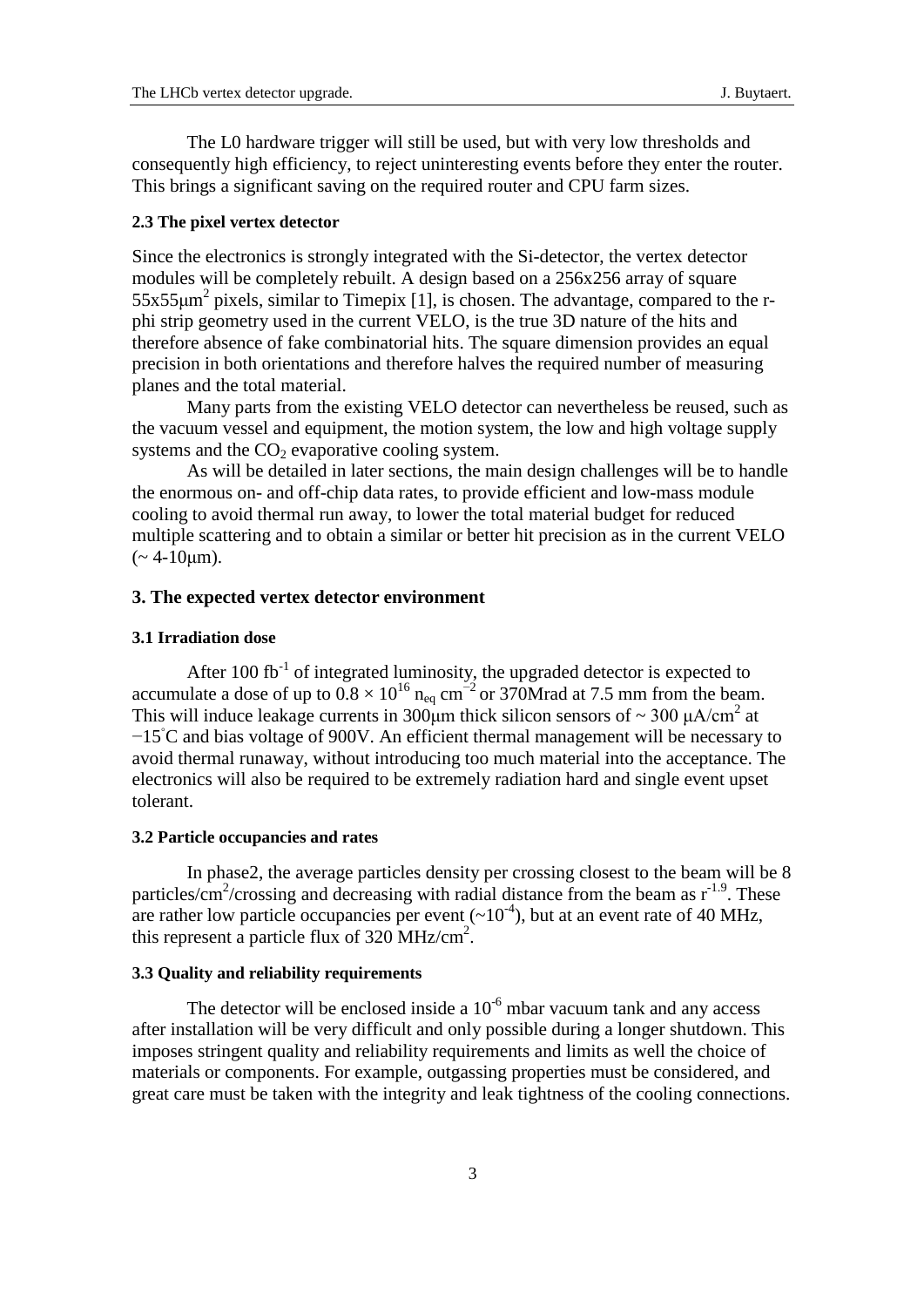The L0 hardware trigger will still be used, but with very low thresholds and consequently high efficiency, to reject uninteresting events before they enter the router. This brings a significant saving on the required router and CPU farm sizes.

### 2.3 The pixel vertex detector

Since the electronics is strongly integrated with the Si-detector, the vertex detector modules will be completely rebuilt. A design based on a 256x256 array of square $55 \times 55 \mu m^2$ pixels, similar to Timepix [1], is chosen. The advantage, compared to the r-phi strip geometry used in the current VELO, is the true 3D nature of the hits and therefore absence of fake combinatorial hits. The square dimension provides an equal precision in both orientations and therefore halves the required number of measuring planes and the total material.

Many parts from the existing VELO detector can nevertheless be reused, such as the vacuum vessel and equipment, the motion system, the low and high voltage supply systems and the $CO_2$ evaporative cooling system.

As will be detailed in later sections, the main design challenges will be to handle the enormous on- and off-chip data rates, to provide efficient and low-mass module cooling to avoid thermal run away, to lower the total material budget for reduced multiple scattering and to obtain a similar or better hit precision as in the current VELO (~ 4-10μm).

## 3. The expected vertex detector environment

### 3.1 Irradiation dose

After 100 $fb^{-1}$ of integrated luminosity, the upgraded detector is expected to accumulate a dose of up to $0.8 \times 10^{16}$ $n_{eq}$ $cm^{-2}$ or 370Mrad at 7.5 mm from the beam. This will induce leakage currents in 300μm thick silicon sensors of ~ 300 $\mu A/cm^2$ at $-15^{\circ}C$ and bias voltage of 900V. An efficient thermal management will be necessary to avoid thermal runaway, without introducing too much material into the acceptance. The electronics will also be required to be extremely radiation hard and single event upset tolerant.

### 3.2 Particle occupancies and rates

In phase2, the average particles density per crossing closest to the beam will be 8 particles/$cm^2$/crossing and decreasing with radial distance from the beam as $r^{-1.9}$. These are rather low particle occupancies per event ($\sim 10^{-4}$), but at an event rate of 40 MHz, this represent a particle flux of 320 MHz/$cm^2$.

### 3.3 Quality and reliability requirements

The detector will be enclosed inside a $10^{-6}$ mbar vacuum tank and any access after installation will be very difficult and only possible during a longer shutdown. This imposes stringent quality and reliability requirements and limits as well the choice of materials or components. For example, outgassing properties must be considered, and great care must be taken with the integrity and leak tightness of the cooling connections.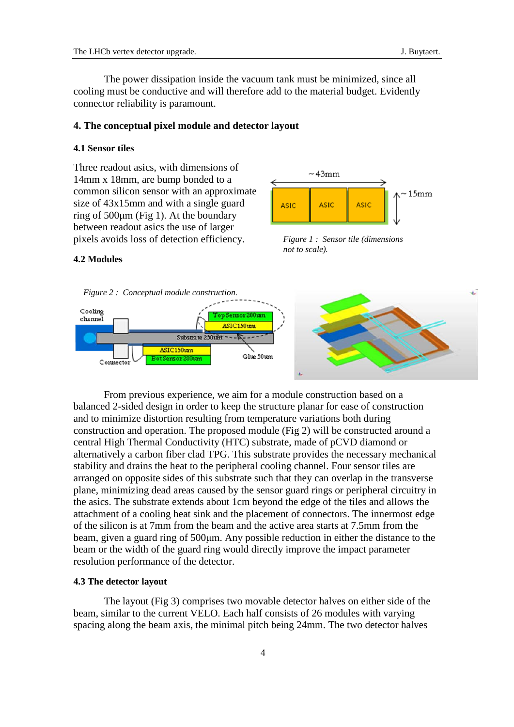The power dissipation inside the vacuum tank must be minimized, since all cooling must be conductive and will therefore add to the material budget. Evidently connector reliability is paramount.

### 4. The conceptual pixel module and detector layout

#### 4.1 Sensor tiles

Three readout asics, with dimensions of 14mm x 18mm, are bump bonded to a common silicon sensor with an approximate size of 43x15mm and with a single guard ring of 500µm (Fig 1). At the boundary between readout asics the use of larger pixels avoids loss of detection efficiency.

*Figure 1 : Sensor tile (dimensions not to scale).*

#### 4.2 Modules

*Figure 2 : Conceptual module construction.*

From previous experience, we aim for a module construction based on a balanced 2-sided design in order to keep the structure planar for ease of construction and to minimize distortion resulting from temperature variations both during construction and operation. The proposed module (Fig 2) will be constructed around a central High Thermal Conductivity (HTC) substrate, made of pCVD diamond or alternatively a carbon fiber clad TPG. This substrate provides the necessary mechanical stability and drains the heat to the peripheral cooling channel. Four sensor tiles are arranged on opposite sides of this substrate such that they can overlap in the transverse plane, minimizing dead areas caused by the sensor guard rings or peripheral circuitry in the asics. The substrate extends about 1cm beyond the edge of the tiles and allows the attachment of a cooling heat sink and the placement of connectors. The innermost edge of the silicon is at 7mm from the beam and the active area starts at 7.5mm from the beam, given a guard ring of 500µm. Any possible reduction in either the distance to the beam or the width of the guard ring would directly improve the impact parameter resolution performance of the detector.

#### 4.3 The detector layout

The layout (Fig 3) comprises two movable detector halves on either side of the beam, similar to the current VELO. Each half consists of 26 modules with varying spacing along the beam axis, the minimal pitch being 24mm. The two detector halves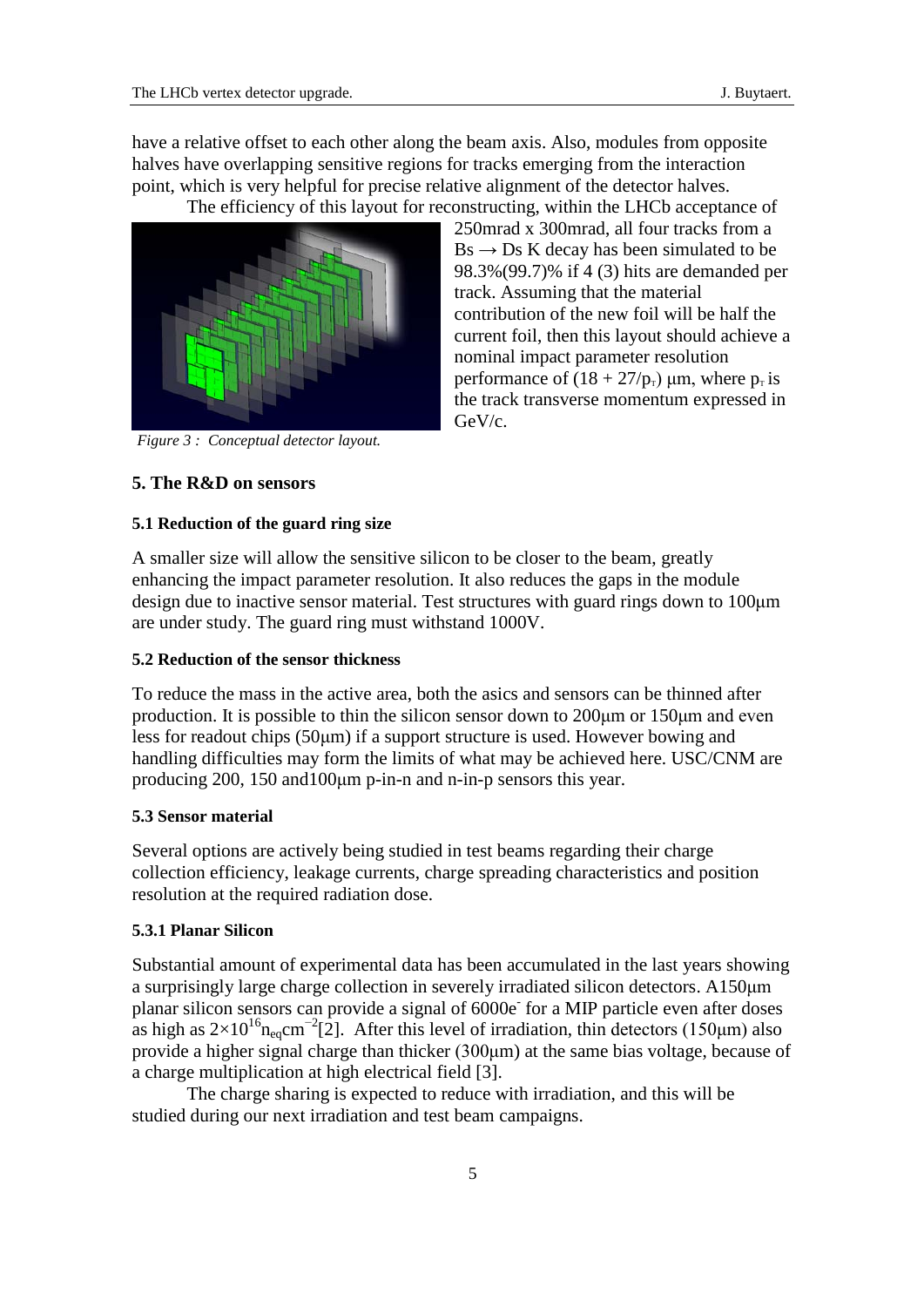have a relative offset to each other along the beam axis. Also, modules from opposite halves have overlapping sensitive regions for tracks emerging from the interaction point, which is very helpful for precise relative alignment of the detector halves.

The efficiency of this layout for reconstructing, within the LHCb acceptance of 250mrad x 300mrad, all four tracks from a Bs → Ds K decay has been simulated to be 98.3%(99.7)% if 4 (3) hits are demanded per track. Assuming that the material contribution of the new foil will be half the current foil, then this layout should achieve a nominal impact parameter resolution performance of $(18 + 27/p_T)$ μm, where $p_T$ is the track transverse momentum expressed in GeV/c.

*Figure 3 : Conceptual detector layout.*

## 5. The R&D on sensors

### 5.1 Reduction of the guard ring size

A smaller size will allow the sensitive silicon to be closer to the beam, greatly enhancing the impact parameter resolution. It also reduces the gaps in the module design due to inactive sensor material. Test structures with guard rings down to 100μm are under study. The guard ring must withstand 1000V.

### 5.2 Reduction of the sensor thickness

To reduce the mass in the active area, both the asics and sensors can be thinned after production. It is possible to thin the silicon sensor down to 200μm or 150μm and even less for readout chips (50μm) if a support structure is used. However bowing and handling difficulties may form the limits of what may be achieved here. USC/CNM are producing 200, 150 and100μm p-in-n and n-in-p sensors this year.

### 5.3 Sensor material

Several options are actively being studied in test beams regarding their charge collection efficiency, leakage currents, charge spreading characteristics and position resolution at the required radiation dose.

#### 5.3.1 Planar Silicon

Substantial amount of experimental data has been accumulated in the last years showing a surprisingly large charge collection in severely irradiated silicon detectors. A150μm planar silicon sensors can provide a signal of 6000$e^-$ for a MIP particle even after doses as high as $2\times10^{16} n_{eq}cm^{-2}$[2]. After this level of irradiation, thin detectors (150μm) also provide a higher signal charge than thicker (300μm) at the same bias voltage, because of a charge multiplication at high electrical field [3].

The charge sharing is expected to reduce with irradiation, and this will be studied during our next irradiation and test beam campaigns.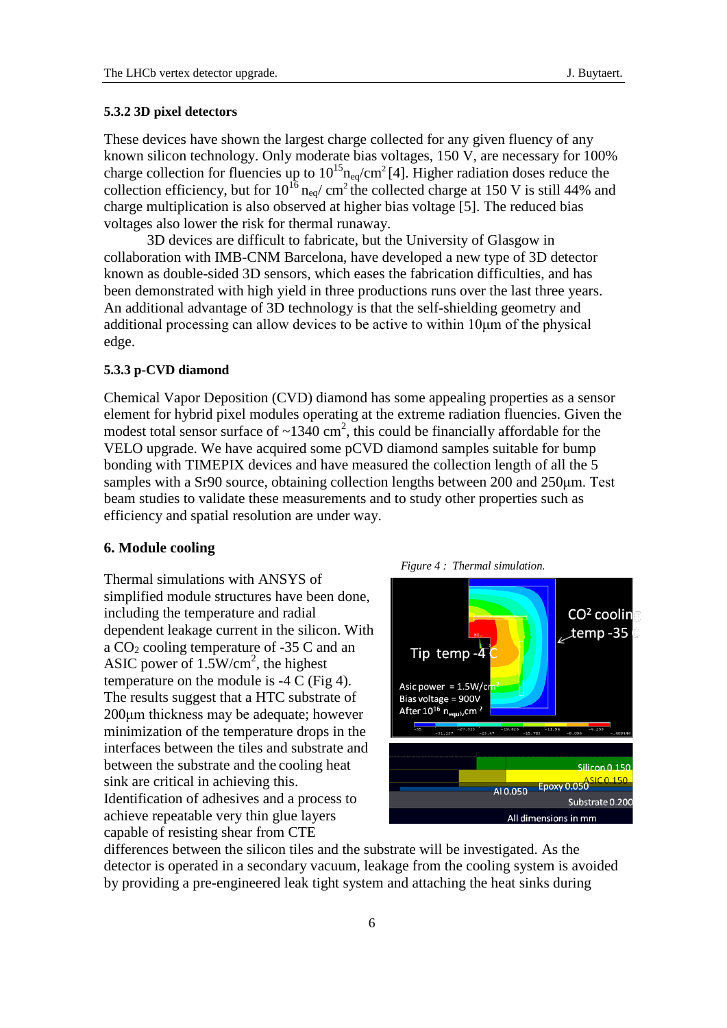### 5.3.2 3D pixel detectors

These devices have shown the largest charge collected for any given fluency of any known silicon technology. Only moderate bias voltages, 150 V, are necessary for 100% charge collection for fluencies up to $10^{15} n_{eq}/cm^2$ [4]. Higher radiation doses reduce the collection efficiency, but for $10^{16}$ $n_{eq}/cm^2$ the collected charge at 150 V is still 44% and charge multiplication is also observed at higher bias voltage [5]. The reduced bias voltages also lower the risk for thermal runaway.

3D devices are difficult to fabricate, but the University of Glasgow in collaboration with IMB-CNM Barcelona, have developed a new type of 3D detector known as double-sided 3D sensors, which eases the fabrication difficulties, and has been demonstrated with high yield in three productions runs over the last three years. An additional advantage of 3D technology is that the self-shielding geometry and additional processing can allow devices to be active to within 10µm of the physical edge.

### 5.3.3 p-CVD diamond

Chemical Vapor Deposition (CVD) diamond has some appealing properties as a sensor element for hybrid pixel modules operating at the extreme radiation fluencies. Given the modest total sensor surface of ~1340 $cm^2$, this could be financially affordable for the VELO upgrade. We have acquired some pCVD diamond samples suitable for bump bonding with TIMEPIX devices and have measured the collection length of all the 5 samples with a Sr90 source, obtaining collection lengths between 200 and 250µm. Test beam studies to validate these measurements and to study other properties such as efficiency and spatial resolution are under way.

## 6. Module cooling

Thermal simulations with ANSYS of simplified module structures have been done, including the temperature and radial dependent leakage current in the silicon. With a $CO_2$ cooling temperature of -35 C and an ASIC power of 1.5W/$cm^2$, the highest temperature on the module is -4 C (Fig 4). The results suggest that a HTC substrate of 200µm thickness may be adequate; however minimization of the temperature drops in the interfaces between the tiles and substrate and between the substrate and the cooling heat sink are critical in achieving this. Identification of adhesives and a process to achieve repeatable very thin glue layers capable of resisting shear from CTE differences between the silicon tiles and the substrate will be investigated. As the detector is operated in a secondary vacuum, leakage from the cooling system is avoided by providing a pre-engineered leak tight system and attaching the heat sinks during

*Figure 4 : Thermal simulation.*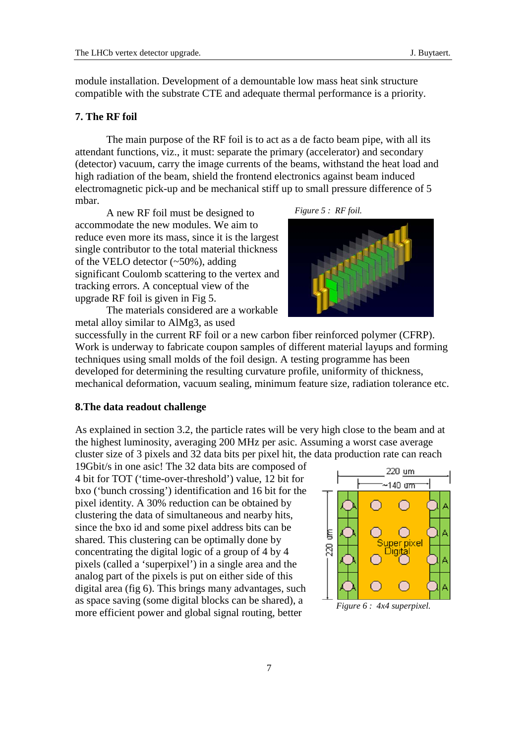module installation. Development of a demountable low mass heat sink structure compatible with the substrate CTE and adequate thermal performance is a priority.

### 7. The RF foil

The main purpose of the RF foil is to act as a de facto beam pipe, with all its attendant functions, viz., it must: separate the primary (accelerator) and secondary (detector) vacuum, carry the image currents of the beams, withstand the heat load and high radiation of the beam, shield the frontend electronics against beam induced electromagnetic pick-up and be mechanical stiff up to small pressure difference of 5 mbar.

A new RF foil must be designed to accommodate the new modules. We aim to reduce even more its mass, since it is the largest single contributor to the total material thickness of the VELO detector (~50%), adding significant Coulomb scattering to the vertex and tracking errors. A conceptual view of the upgrade RF foil is given in Fig 5.

*Figure 5 : RF foil.*

The materials considered are a workable metal alloy similar to AlMg3, as used successfully in the current RF foil or a new carbon fiber reinforced polymer (CFRP). Work is underway to fabricate coupon samples of different material layups and forming techniques using small molds of the foil design. A testing programme has been developed for determining the resulting curvature profile, uniformity of thickness, mechanical deformation, vacuum sealing, minimum feature size, radiation tolerance etc.

### 8.The data readout challenge

As explained in section 3.2, the particle rates will be very high close to the beam and at the highest luminosity, averaging 200 MHz per asic. Assuming a worst case average cluster size of 3 pixels and 32 data bits per pixel hit, the data production rate can reach 19Gbit/s in one asic! The 32 data bits are composed of 4 bit for TOT ('time-over-threshold') value, 12 bit for bxo ('bunch crossing') identification and 16 bit for the pixel identity. A 30% reduction can be obtained by clustering the data of simultaneous and nearby hits, since the bxo id and some pixel address bits can be shared. This clustering can be optimally done by concentrating the digital logic of a group of 4 by 4 pixels (called a 'superpixel') in a single area and the analog part of the pixels is put on either side of this digital area (fig 6). This brings many advantages, such as space saving (some digital blocks can be shared), a more efficient power and global signal routing, better

*Figure 6 : 4x4 superpixel.*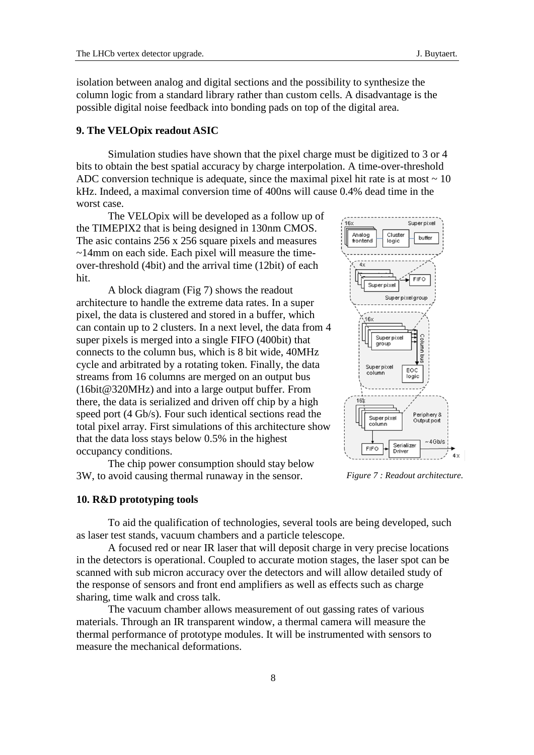isolation between analog and digital sections and the possibility to synthesize the column logic from a standard library rather than custom cells. A disadvantage is the possible digital noise feedback into bonding pads on top of the digital area.

### 9. The VELOpix readout ASIC

Simulation studies have shown that the pixel charge must be digitized to 3 or 4 bits to obtain the best spatial accuracy by charge interpolation. A time-over-threshold ADC conversion technique is adequate, since the maximal pixel hit rate is at most ~ 10 kHz. Indeed, a maximal conversion time of 400ns will cause 0.4% dead time in the worst case.

The VELOpix will be developed as a follow up of the TIMEPIX2 that is being designed in 130nm CMOS. The asic contains 256 x 256 square pixels and measures ~14mm on each side. Each pixel will measure the time-over-threshold (4bit) and the arrival time (12bit) of each hit.

A block diagram (Fig 7) shows the readout architecture to handle the extreme data rates. In a super pixel, the data is clustered and stored in a buffer, which can contain up to 2 clusters. In a next level, the data from 4 super pixels is merged into a single FIFO (400bit) that connects to the column bus, which is 8 bit wide, 40MHz cycle and arbitrated by a rotating token. Finally, the data streams from 16 columns are merged on an output bus (16bit@320MHz) and into a large output buffer. From there, the data is serialized and driven off chip by a high speed port (4 Gb/s). Four such identical sections read the total pixel array. First simulations of this architecture show that the data loss stays below 0.5% in the highest occupancy conditions.

The chip power consumption should stay below 3W, to avoid causing thermal runaway in the sensor.

*Figure 7 : Readout architecture.*

### 10. R&D prototyping tools

To aid the qualification of technologies, several tools are being developed, such as laser test stands, vacuum chambers and a particle telescope.

A focused red or near IR laser that will deposit charge in very precise locations in the detectors is operational. Coupled to accurate motion stages, the laser spot can be scanned with sub micron accuracy over the detectors and will allow detailed study of the response of sensors and front end amplifiers as well as effects such as charge sharing, time walk and cross talk.

The vacuum chamber allows measurement of out gassing rates of various materials. Through an IR transparent window, a thermal camera will measure the thermal performance of prototype modules. It will be instrumented with sensors to measure the mechanical deformations.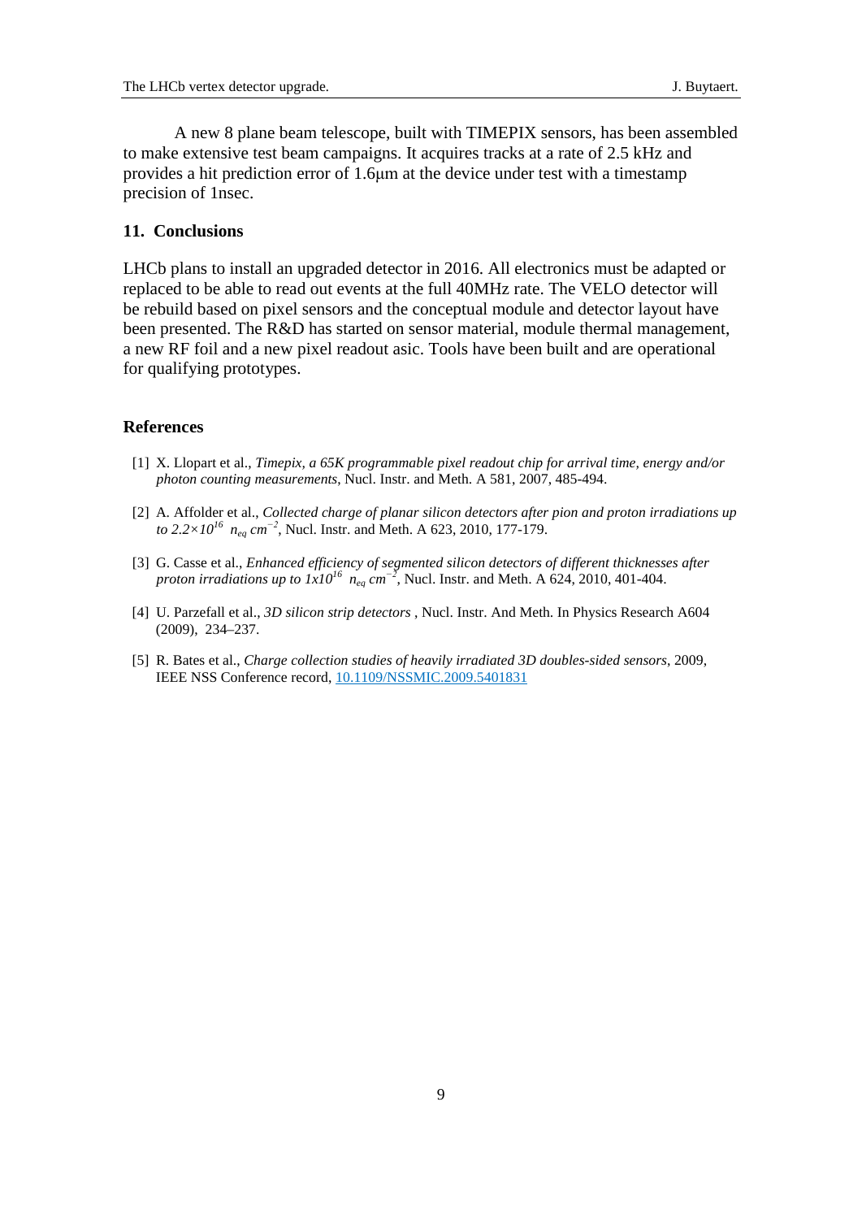A new 8 plane beam telescope, built with TIMEPIX sensors, has been assembled to make extensive test beam campaigns. It acquires tracks at a rate of 2.5 kHz and provides a hit prediction error of 1.6μm at the device under test with a timestamp precision of 1nsec.

## 11. Conclusions

LHCb plans to install an upgraded detector in 2016. All electronics must be adapted or replaced to be able to read out events at the full 40MHz rate. The VELO detector will be rebuild based on pixel sensors and the conceptual module and detector layout have been presented. The R&D has started on sensor material, module thermal management, a new RF foil and a new pixel readout asic. Tools have been built and are operational for qualifying prototypes.

## References

[1] X. Llopart et al., *Timepix, a 65K programmable pixel readout chip for arrival time, energy and/or photon counting measurements*, Nucl. Instr. and Meth. A 581, 2007, 485-494.

[2] A. Affolder et al., *Collected charge of planar silicon detectors after pion and proton irradiations up to $2.2\times10^{16}$ $n_{eq}\,cm^{-2}$*, Nucl. Instr. and Meth. A 623, 2010, 177-179.

[3] G. Casse et al., *Enhanced efficiency of segmented silicon detectors of different thicknesses after proton irradiations up to $1x10^{16}$ $n_{eq}\,cm^{-2}$*, Nucl. Instr. and Meth. A 624, 2010, 401-404.

[4] U. Parzefall et al., *3D silicon strip detectors* , Nucl. Instr. And Meth. In Physics Research A604 (2009), 234–237.

[5] R. Bates et al., *Charge collection studies of heavily irradiated 3D doubles-sided sensors*, 2009, IEEE NSS Conference record, 10.1109/NSSMIC.2009.5401831